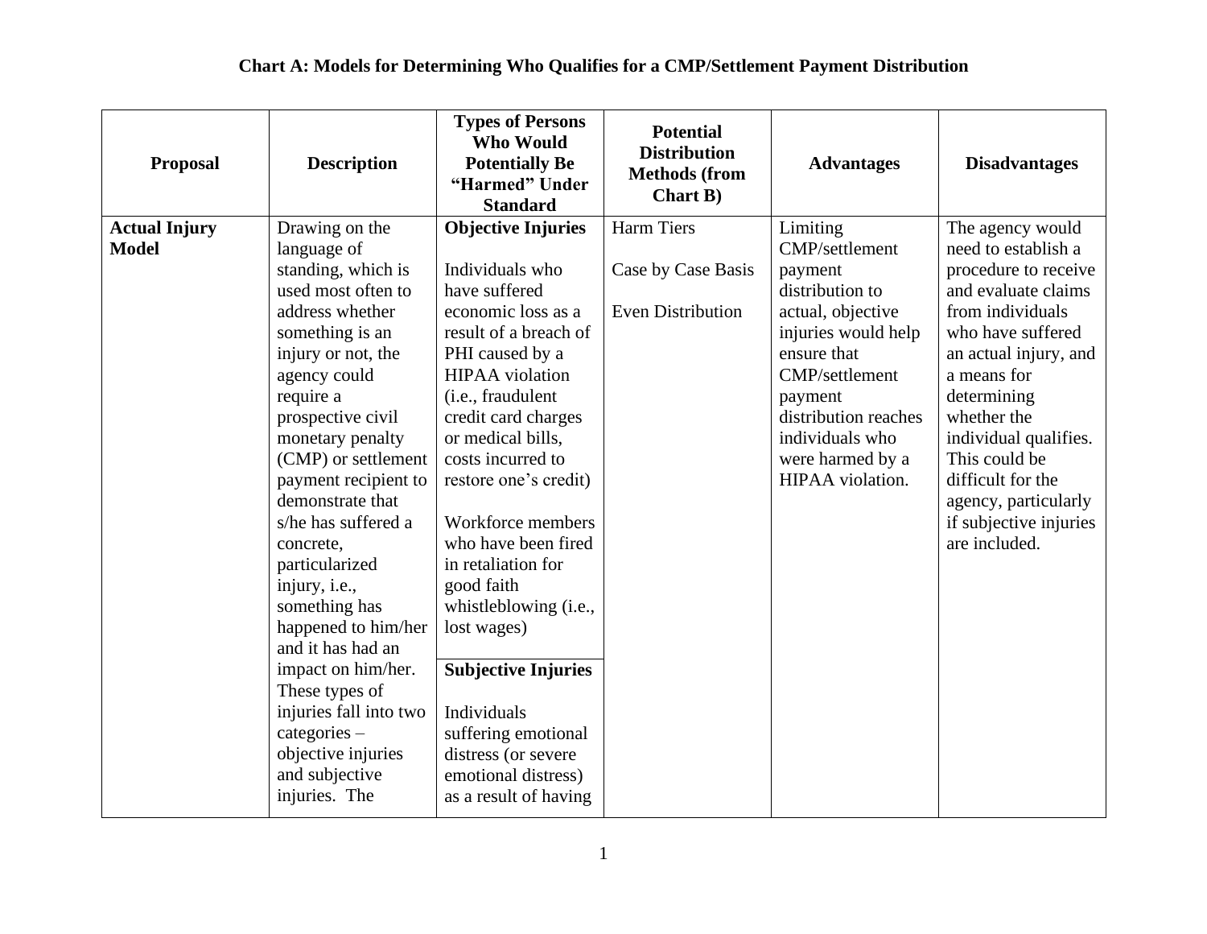# Chart A: Models for Determining Who Qualifies for a CMP/Settlement Payment Distribution

| Proposal | Description | Types of Persons Who Would Potentially Be "Harmed" Under Standard | Potential Distribution Methods (from Chart B) | Advantages | Disadvantages |
|---|---|---|---|---|---|
| **Actual Injury Model** | Drawing on the language of standing, which is used most often to address whether something is an injury or not, the agency could require a prospective civil monetary penalty (CMP) or settlement payment recipient to demonstrate that s/he has suffered a concrete, particularized injury, i.e., something has happened to him/her and it has had an impact on him/her. These types of injuries fall into two categories – objective injuries and subjective injuries. The | **Objective Injuries**<br><br>Individuals who have suffered economic loss as a result of a breach of PHI caused by a HIPAA violation (i.e., fraudulent credit card charges or medical bills, costs incurred to restore one's credit)<br><br>Workforce members who have been fired in retaliation for good faith whistleblowing (i.e., lost wages) | Harm Tiers<br><br>Case by Case Basis<br><br>Even Distribution | Limiting CMP/settlement payment distribution to actual, objective injuries would help ensure that CMP/settlement payment distribution reaches individuals who were harmed by a HIPAA violation. | The agency would need to establish a procedure to receive and evaluate claims from individuals who have suffered an actual injury, and a means for determining whether the individual qualifies. This could be difficult for the agency, particularly if subjective injuries are included. |
| | | **Subjective Injuries**<br><br>Individuals suffering emotional distress (or severe emotional distress) as a result of having | | | |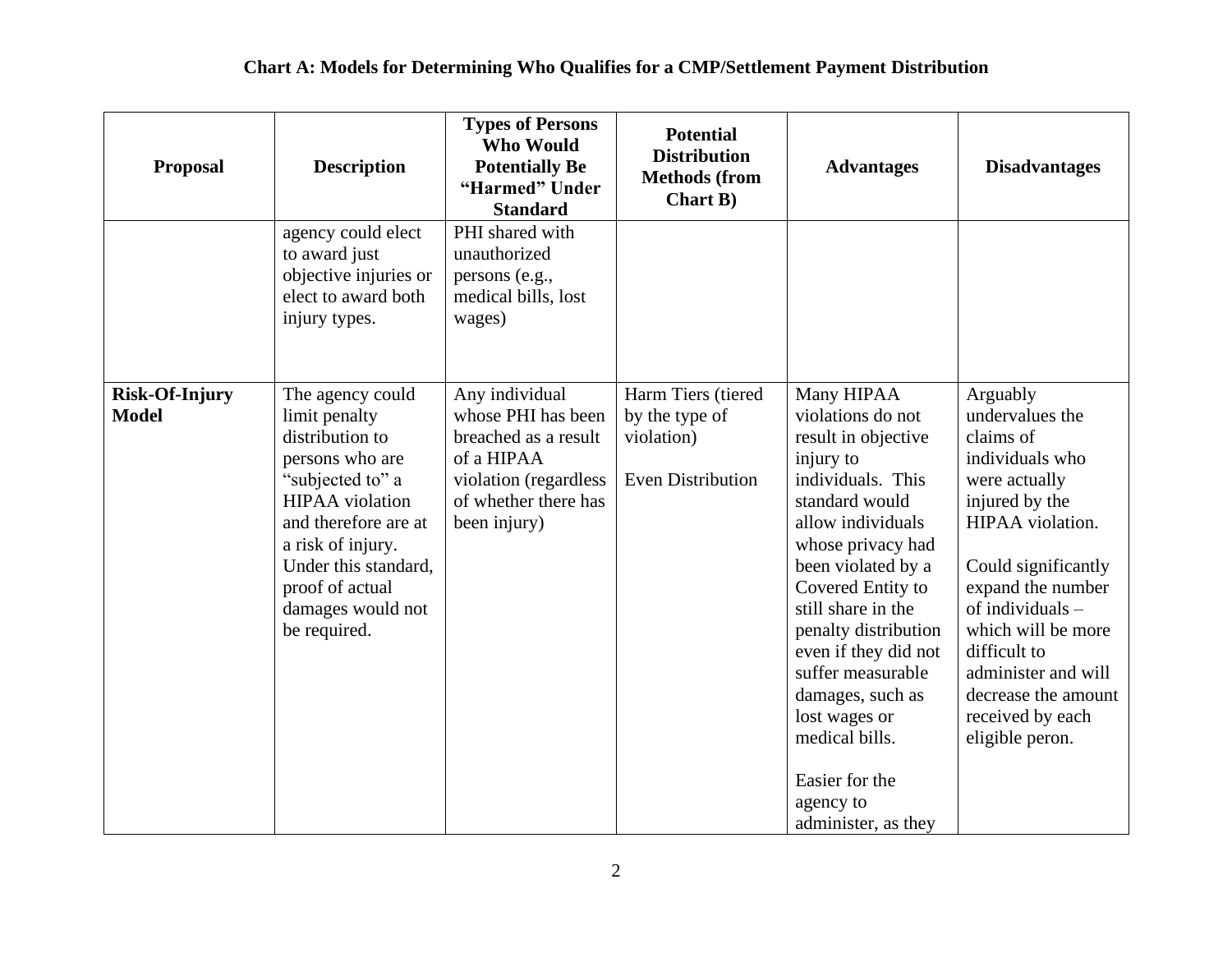**Chart A: Models for Determining Who Qualifies for a CMP/Settlement Payment Distribution**

| Proposal | Description | Types of Persons Who Would Potentially Be "Harmed" Under Standard | Potential Distribution Methods (from Chart B) | Advantages | Disadvantages |
|---|---|---|---|---|---|
| | agency could elect to award just objective injuries or elect to award both injury types. | PHI shared with unauthorized persons (e.g., medical bills, lost wages) | | | |
| **Risk-Of-Injury Model** | The agency could limit penalty distribution to persons who are "subjected to" a HIPAA violation and therefore are at a risk of injury. Under this standard, proof of actual damages would not be required. | Any individual whose PHI has been breached as a result of a HIPAA violation (regardless of whether there has been injury) | Harm Tiers (tiered by the type of violation)<br><br>Even Distribution | Many HIPAA violations do not result in objective injury to individuals. This standard would allow individuals whose privacy had been violated by a Covered Entity to still share in the penalty distribution even if they did not suffer measurable damages, such as lost wages or medical bills.<br><br>Easier for the agency to administer, as they | Arguably undervalues the claims of individuals who were actually injured by the HIPAA violation.<br><br>Could significantly expand the number of individuals – which will be more difficult to administer and will decrease the amount received by each eligible peron. |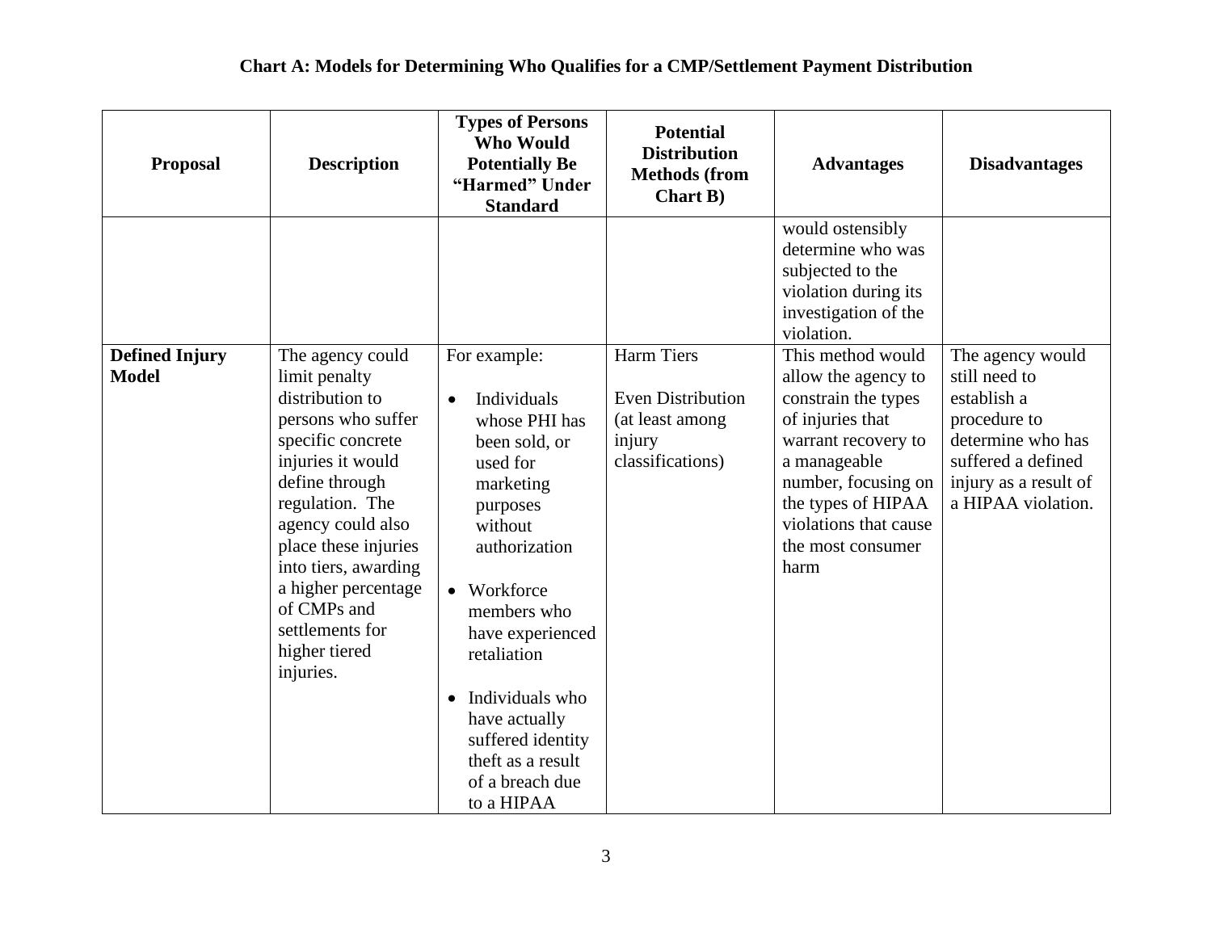**Chart A: Models for Determining Who Qualifies for a CMP/Settlement Payment Distribution**

| Proposal | Description | Types of Persons Who Would Potentially Be "Harmed" Under Standard | Potential Distribution Methods (from Chart B) | Advantages | Disadvantages |
|---|---|---|---|---|---|
| | | | | would ostensibly determine who was subjected to the violation during its investigation of the violation. | |
| **Defined Injury Model** | The agency could limit penalty distribution to persons who suffer specific concrete injuries it would define through regulation. The agency could also place these injuries into tiers, awarding a higher percentage of CMPs and settlements for higher tiered injuries. | For example: <br>• Individuals whose PHI has been sold, or used for marketing purposes without authorization <br>• Workforce members who have experienced retaliation <br>• Individuals who have actually suffered identity theft as a result of a breach due to a HIPAA | Harm Tiers <br><br>Even Distribution (at least among injury classifications) | This method would allow the agency to constrain the types of injuries that warrant recovery to a manageable number, focusing on the types of HIPAA violations that cause the most consumer harm | The agency would still need to establish a procedure to determine who has suffered a defined injury as a result of a HIPAA violation. |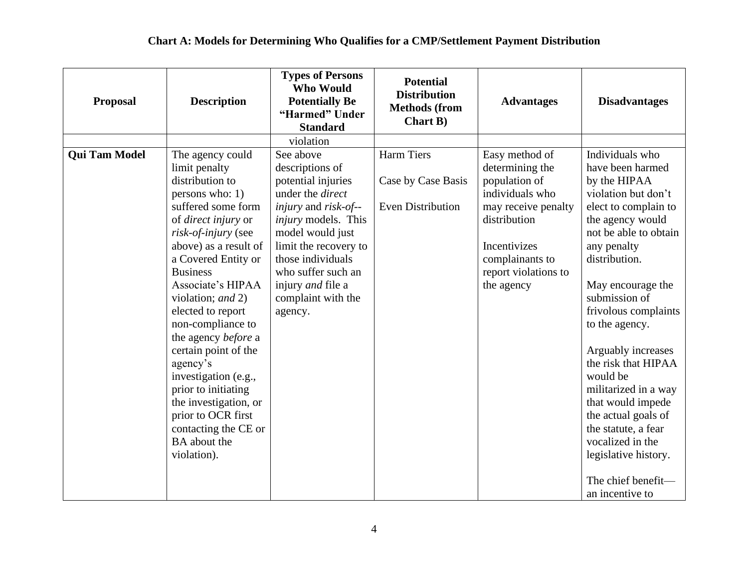**Chart A: Models for Determining Who Qualifies for a CMP/Settlement Payment Distribution**

| Proposal | Description | Types of Persons Who Would Potentially Be "Harmed" Under Standard | Potential Distribution Methods (from Chart B) | Advantages | Disadvantages |
|---|---|---|---|---|---|
| | | violation | | | |
| **Qui Tam Model** | The agency could limit penalty distribution to persons who: 1) suffered some form of *direct injury* or *risk-of-injury* (see above) as a result of a Covered Entity or Business Associate's HIPAA violation; *and* 2) elected to report non-compliance to the agency *before* a certain point of the agency's investigation (e.g., prior to initiating the investigation, or prior to OCR first contacting the CE or BA about the violation). | See above descriptions of potential injuries under the *direct injury* and *risk-of--injury* models. This model would just limit the recovery to those individuals who suffer such an injury *and* file a complaint with the agency. | Harm Tiers<br><br>Case by Case Basis<br><br>Even Distribution | Easy method of determining the population of individuals who may receive penalty distribution<br><br>Incentivizes complainants to report violations to the agency | Individuals who have been harmed by the HIPAA violation but don't elect to complain to the agency would not be able to obtain any penalty distribution.<br><br>May encourage the submission of frivolous complaints to the agency.<br><br>Arguably increases the risk that HIPAA would be militarized in a way that would impede the actual goals of the statute, a fear vocalized in the legislative history.<br><br>The chief benefit—an incentive to |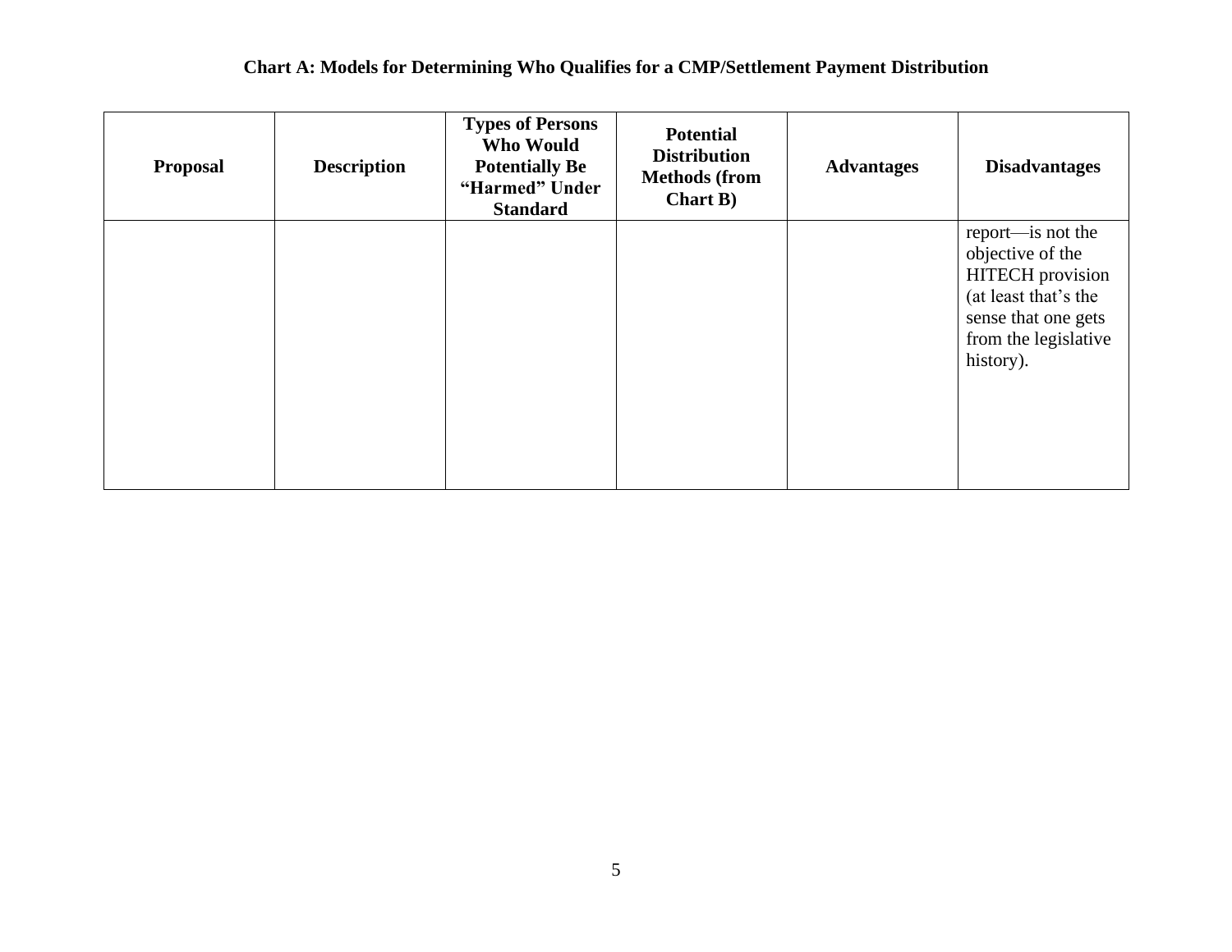**Chart A: Models for Determining Who Qualifies for a CMP/Settlement Payment Distribution**

| Proposal | Description | Types of Persons Who Would Potentially Be "Harmed" Under Standard | Potential Distribution Methods (from Chart B) | Advantages | Disadvantages |
|---|---|---|---|---|---|
| | | | | | report—is not the objective of the HITECH provision (at least that's the sense that one gets from the legislative history). |